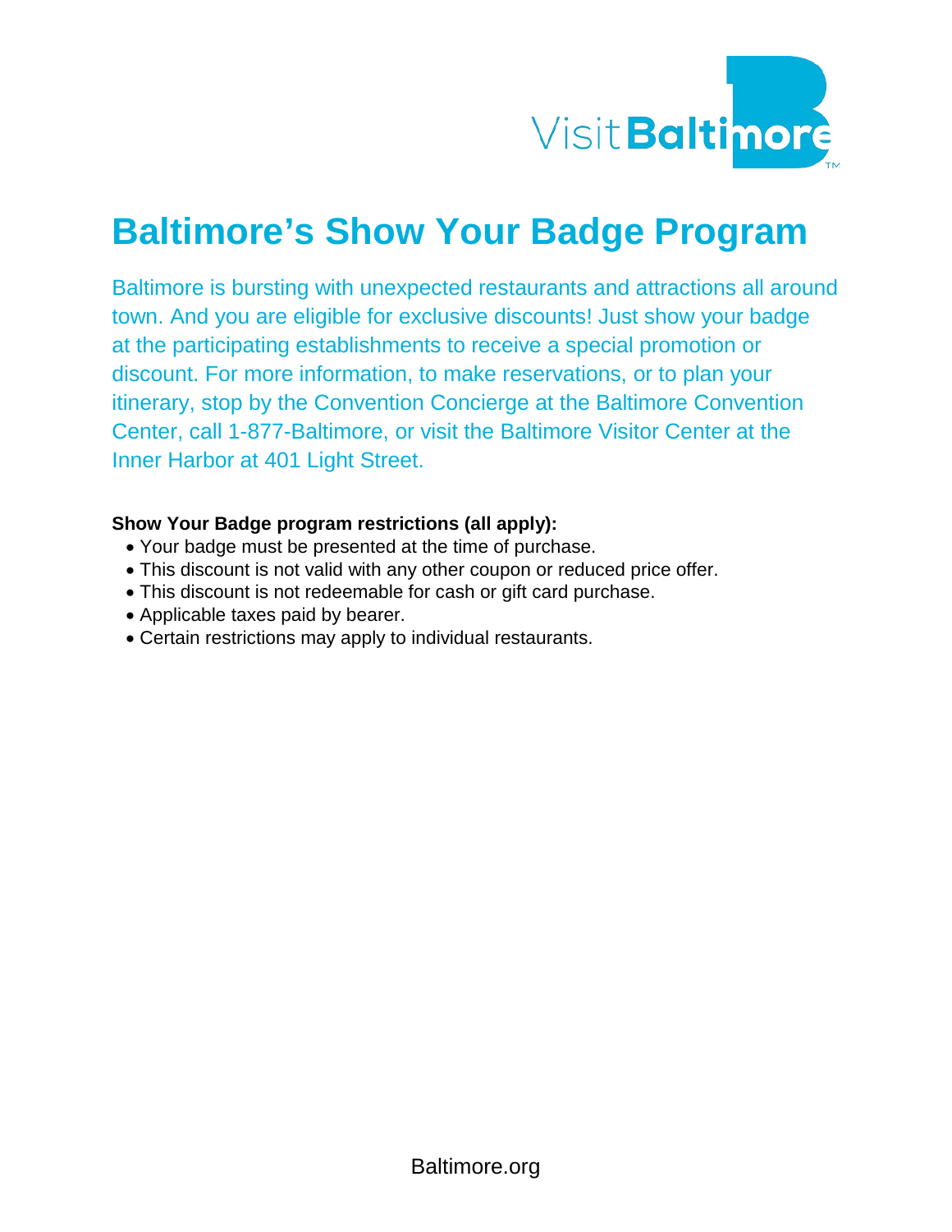# Baltimore's Show Your Badge Program

Baltimore is bursting with unexpected restaurants and attractions all around town. And you are eligible for exclusive discounts! Just show your badge at the participating establishments to receive a special promotion or discount. For more information, to make reservations, or to plan your itinerary, stop by the Convention Concierge at the Baltimore Convention Center, call 1-877-Baltimore, or visit the Baltimore Visitor Center at the Inner Harbor at 401 Light Street.

**Show Your Badge program restrictions (all apply):**

- Your badge must be presented at the time of purchase.
- This discount is not valid with any other coupon or reduced price offer.
- This discount is not redeemable for cash or gift card purchase.
- Applicable taxes paid by bearer.
- Certain restrictions may apply to individual restaurants.

Baltimore.org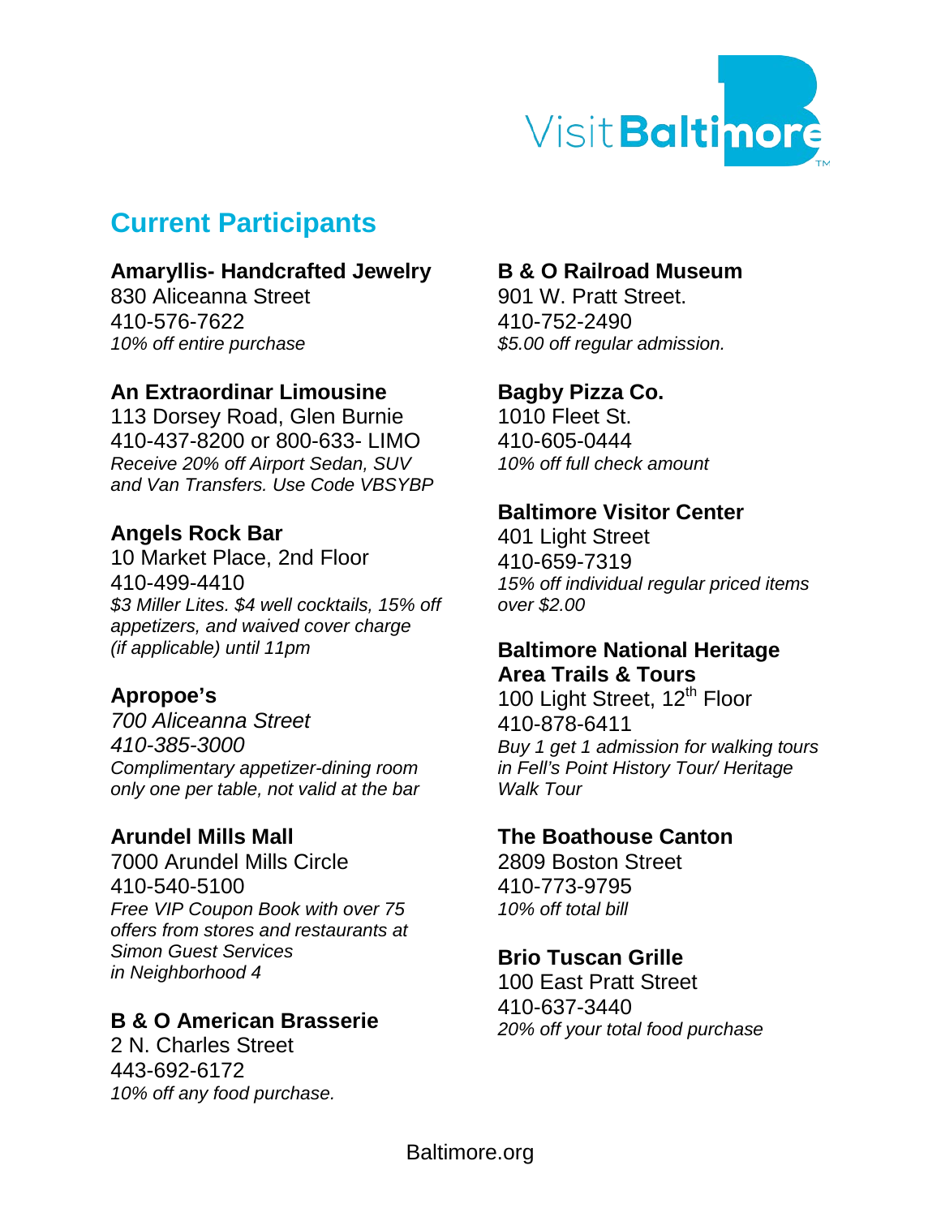## Current Participants

**Amaryllis- Handcrafted Jewelry**
830 Aliceanna Street
410-576-7622
*10% off entire purchase*

**An Extraordinar Limousine**
113 Dorsey Road, Glen Burnie
410-437-8200 or 800-633- LIMO
*Receive 20% off Airport Sedan, SUV and Van Transfers. Use Code VBSYBP*

**Angels Rock Bar**
10 Market Place, 2nd Floor
410-499-4410
*$3 Miller Lites. $4 well cocktails, 15% off appetizers, and waived cover charge (if applicable) until 11pm*

**Apropoe's**
*700 Aliceanna Street*
*410-385-3000*
*Complimentary appetizer-dining room only one per table, not valid at the bar*

**Arundel Mills Mall**
7000 Arundel Mills Circle
410-540-5100
*Free VIP Coupon Book with over 75 offers from stores and restaurants at Simon Guest Services in Neighborhood 4*

**B & O American Brasserie**
2 N. Charles Street
443-692-6172
*10% off any food purchase.*

**B & O Railroad Museum**
901 W. Pratt Street.
410-752-2490
*$5.00 off regular admission.*

**Bagby Pizza Co.**
1010 Fleet St.
410-605-0444
*10% off full check amount*

**Baltimore Visitor Center**
401 Light Street
410-659-7319
*15% off individual regular priced items over $2.00*

**Baltimore National Heritage Area Trails & Tours**
100 Light Street, 12th Floor
410-878-6411
*Buy 1 get 1 admission for walking tours in Fell's Point History Tour/ Heritage Walk Tour*

**The Boathouse Canton**
2809 Boston Street
410-773-9795
*10% off total bill*

**Brio Tuscan Grille**
100 East Pratt Street
410-637-3440
*20% off your total food purchase*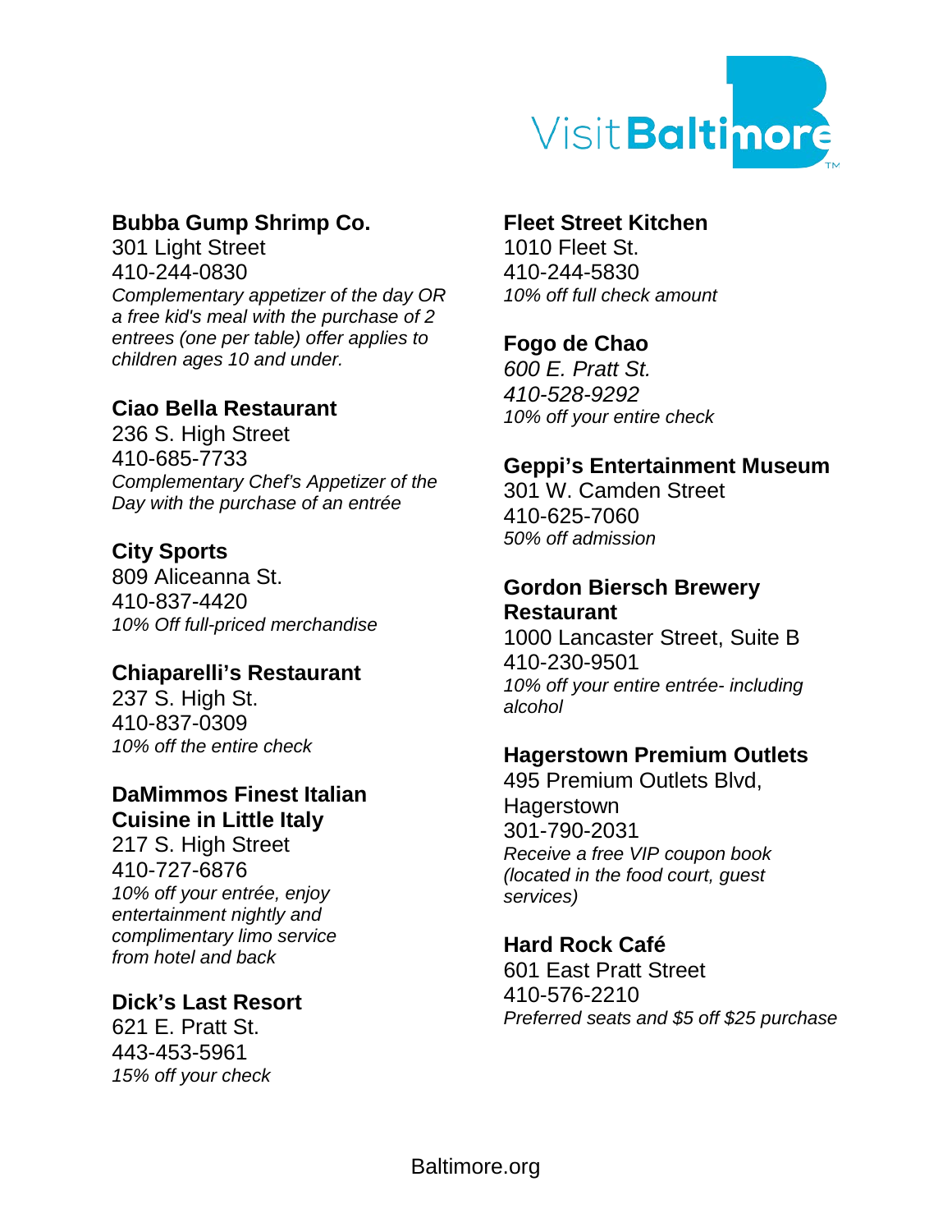**Bubba Gump Shrimp Co.**
301 Light Street
410-244-0830
*Complementary appetizer of the day OR a free kid's meal with the purchase of 2 entrees (one per table) offer applies to children ages 10 and under.*

**Ciao Bella Restaurant**
236 S. High Street
410-685-7733
*Complementary Chef's Appetizer of the Day with the purchase of an entrée*

**City Sports**
809 Aliceanna St.
410-837-4420
*10% Off full-priced merchandise*

**Chiaparelli's Restaurant**
237 S. High St.
410-837-0309
*10% off the entire check*

**DaMimmos Finest Italian Cuisine in Little Italy**
217 S. High Street
410-727-6876
*10% off your entrée, enjoy entertainment nightly and complimentary limo service from hotel and back*

**Dick's Last Resort**
621 E. Pratt St.
443-453-5961
*15% off your check*

**Fleet Street Kitchen**
1010 Fleet St.
410-244-5830
*10% off full check amount*

**Fogo de Chao**
*600 E. Pratt St.*
*410-528-9292*
*10% off your entire check*

**Geppi's Entertainment Museum**
301 W. Camden Street
410-625-7060
*50% off admission*

**Gordon Biersch Brewery Restaurant**
1000 Lancaster Street, Suite B
410-230-9501
*10% off your entire entrée- including alcohol*

**Hagerstown Premium Outlets**
495 Premium Outlets Blvd, Hagerstown
301-790-2031
*Receive a free VIP coupon book (located in the food court, guest services)*

**Hard Rock Café**
601 East Pratt Street
410-576-2210
*Preferred seats and $5 off $25 purchase*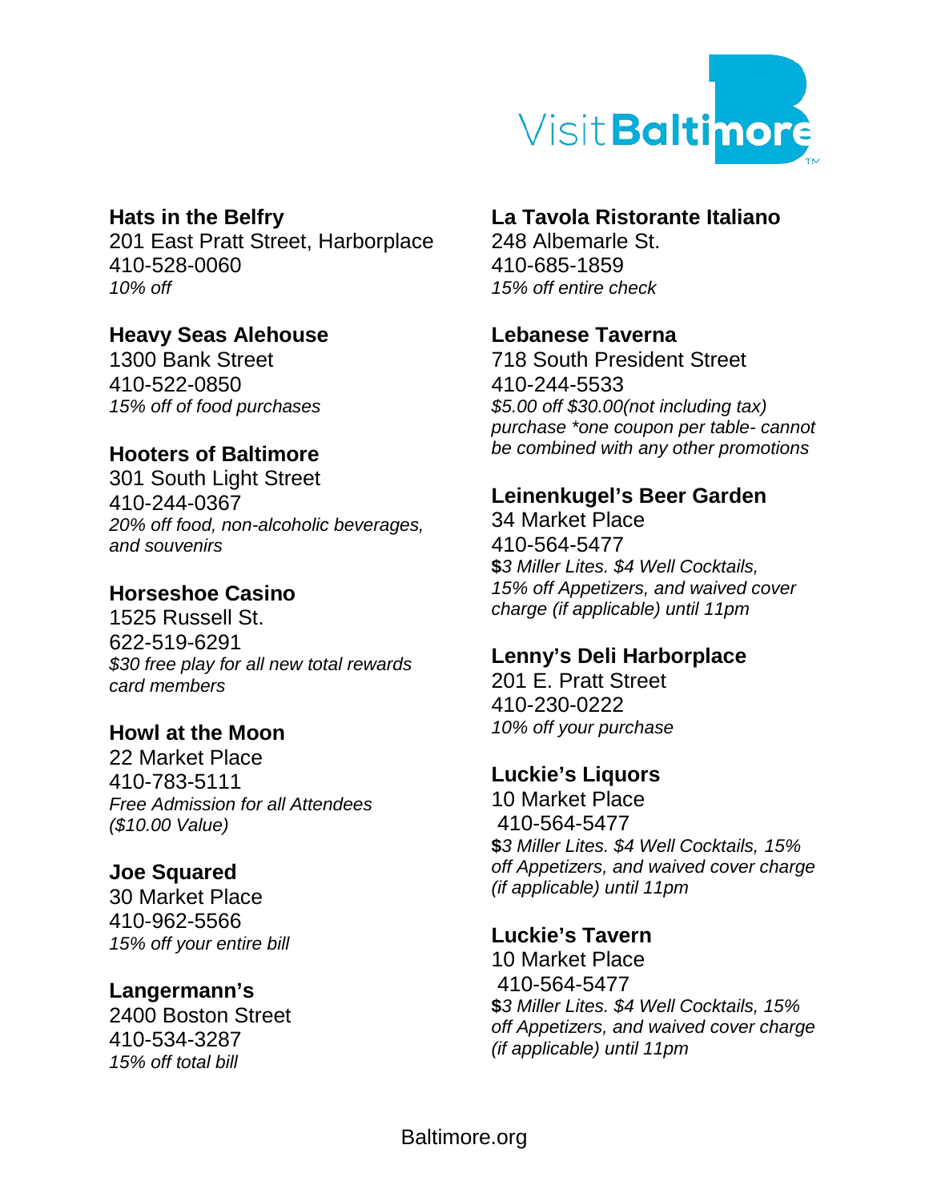**Hats in the Belfry**
201 East Pratt Street, Harborplace
410-528-0060
*10% off*

**Heavy Seas Alehouse**
1300 Bank Street
410-522-0850
*15% off of food purchases*

**Hooters of Baltimore**
301 South Light Street
410-244-0367
*20% off food, non-alcoholic beverages, and souvenirs*

**Horseshoe Casino**
1525 Russell St.
622-519-6291
*$30 free play for all new total rewards card members*

**Howl at the Moon**
22 Market Place
410-783-5111
*Free Admission for all Attendees ($10.00 Value)*

**Joe Squared**
30 Market Place
410-962-5566
*15% off your entire bill*

**Langermann's**
2400 Boston Street
410-534-3287
*15% off total bill*

**La Tavola Ristorante Italiano**
248 Albemarle St.
410-685-1859
*15% off entire check*

**Lebanese Taverna**
718 South President Street
410-244-5533
*$5.00 off $30.00(not including tax) purchase *one coupon per table- cannot be combined with any other promotions*

**Leinenkugel's Beer Garden**
34 Market Place
410-564-5477
**$***3 Miller Lites. $4 Well Cocktails, 15% off Appetizers, and waived cover charge (if applicable) until 11pm*

**Lenny's Deli Harborplace**
201 E. Pratt Street
410-230-0222
*10% off your purchase*

**Luckie's Liquors**
10 Market Place
410-564-5477
**$***3 Miller Lites. $4 Well Cocktails, 15% off Appetizers, and waived cover charge (if applicable) until 11pm*

**Luckie's Tavern**
10 Market Place
410-564-5477
**$***3 Miller Lites. $4 Well Cocktails, 15% off Appetizers, and waived cover charge (if applicable) until 11pm*

Baltimore.org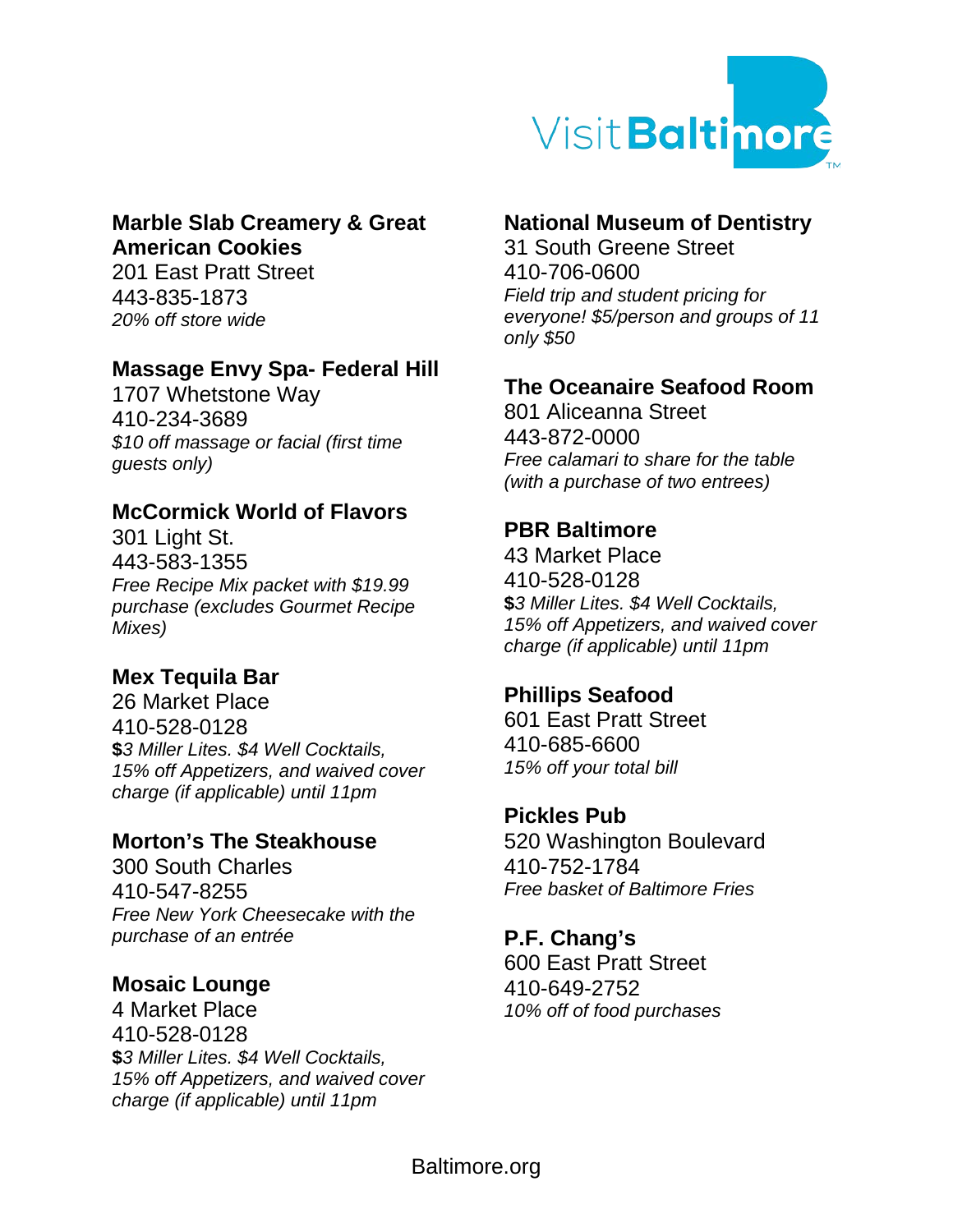**Marble Slab Creamery & Great American Cookies**
201 East Pratt Street
443-835-1873
*20% off store wide*

**Massage Envy Spa- Federal Hill**
1707 Whetstone Way
410-234-3689
*$10 off massage or facial (first time guests only)*

**McCormick World of Flavors**
301 Light St.
443-583-1355
*Free Recipe Mix packet with $19.99 purchase (excludes Gourmet Recipe Mixes)*

**Mex Tequila Bar**
26 Market Place
410-528-0128
**$***3 Miller Lites. $4 Well Cocktails, 15% off Appetizers, and waived cover charge (if applicable) until 11pm*

**Morton's The Steakhouse**
300 South Charles
410-547-8255
*Free New York Cheesecake with the purchase of an entrée*

**Mosaic Lounge**
4 Market Place
410-528-0128
**$***3 Miller Lites. $4 Well Cocktails, 15% off Appetizers, and waived cover charge (if applicable) until 11pm*

**National Museum of Dentistry**
31 South Greene Street
410-706-0600
*Field trip and student pricing for everyone! $5/person and groups of 11 only $50*

**The Oceanaire Seafood Room**
801 Aliceanna Street
443-872-0000
*Free calamari to share for the table (with a purchase of two entrees)*

**PBR Baltimore**
43 Market Place
410-528-0128
**$***3 Miller Lites. $4 Well Cocktails, 15% off Appetizers, and waived cover charge (if applicable) until 11pm*

**Phillips Seafood**
601 East Pratt Street
410-685-6600
*15% off your total bill*

**Pickles Pub**
520 Washington Boulevard
410-752-1784
*Free basket of Baltimore Fries*

**P.F. Chang's**
600 East Pratt Street
410-649-2752
*10% off of food purchases*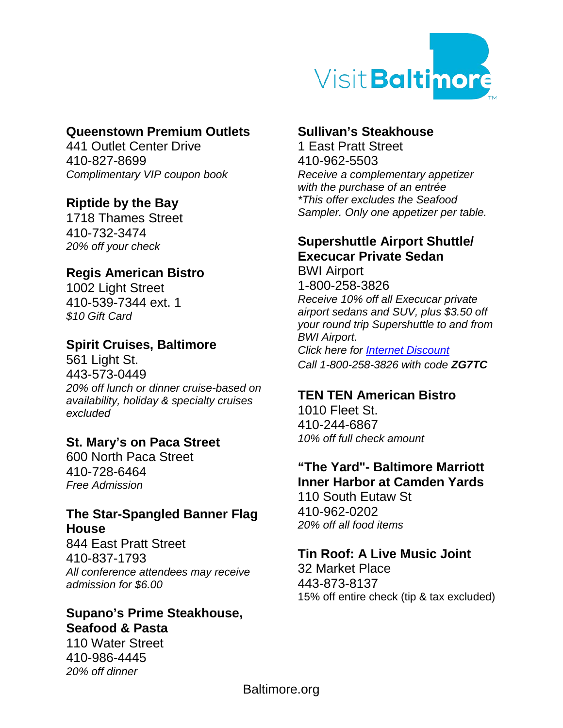**Queenstown Premium Outlets**
441 Outlet Center Drive
410-827-8699
*Complimentary VIP coupon book*

**Riptide by the Bay**
1718 Thames Street
410-732-3474
*20% off your check*

**Regis American Bistro**
1002 Light Street
410-539-7344 ext. 1
*$10 Gift Card*

**Spirit Cruises, Baltimore**
561 Light St.
443-573-0449
*20% off lunch or dinner cruise-based on availability, holiday & specialty cruises excluded*

**St. Mary's on Paca Street**
600 North Paca Street
410-728-6464
*Free Admission*

**The Star-Spangled Banner Flag House**
844 East Pratt Street
410-837-1793
*All conference attendees may receive admission for $6.00*

**Supano's Prime Steakhouse, Seafood & Pasta**
110 Water Street
410-986-4445
*20% off dinner*

**Sullivan's Steakhouse**
1 East Pratt Street
410-962-5503
*Receive a complementary appetizer with the purchase of an entrée*
**This offer excludes the Seafood Sampler. Only one appetizer per table.*

**Supershuttle Airport Shuttle/ Execucar Private Sedan**
BWI Airport
1-800-258-3826
*Receive 10% off all Execucar private airport sedans and SUV, plus $3.50 off your round trip Supershuttle to and from BWI Airport.*
*Click here for Internet Discount*
*Call 1-800-258-3826 with code **ZG7TC***

**TEN TEN American Bistro**
1010 Fleet St.
410-244-6867
*10% off full check amount*

**"The Yard"- Baltimore Marriott Inner Harbor at Camden Yards**
110 South Eutaw St
410-962-0202
*20% off all food items*

**Tin Roof: A Live Music Joint**
32 Market Place
443-873-8137
15% off entire check (tip & tax excluded)

Baltimore.org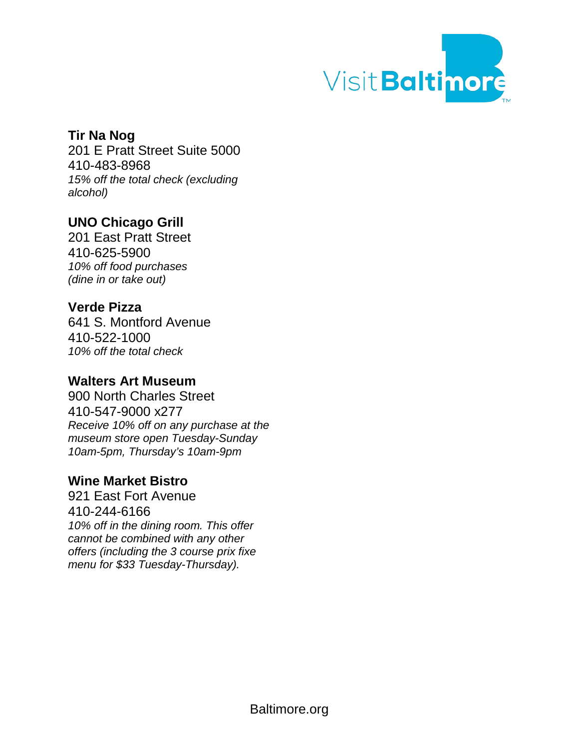**Tir Na Nog**
201 E Pratt Street Suite 5000
410-483-8968
*15% off the total check (excluding alcohol)*

**UNO Chicago Grill**
201 East Pratt Street
410-625-5900
*10% off food purchases (dine in or take out)*

**Verde Pizza**
641 S. Montford Avenue
410-522-1000
*10% off the total check*

**Walters Art Museum**
900 North Charles Street
410-547-9000 x277
*Receive 10% off on any purchase at the museum store open Tuesday-Sunday 10am-5pm, Thursday's 10am-9pm*

**Wine Market Bistro**
921 East Fort Avenue
410-244-6166
*10% off in the dining room. This offer cannot be combined with any other offers (including the 3 course prix fixe menu for $33 Tuesday-Thursday).*